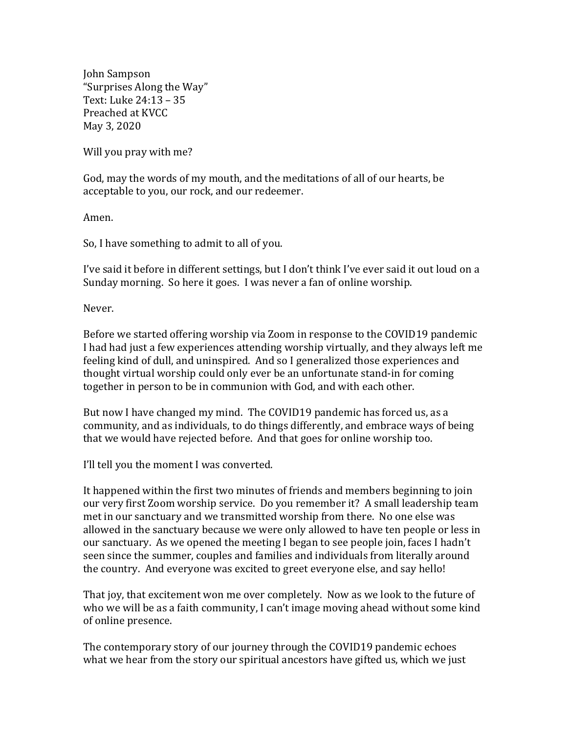John Sampson
"Surprises Along the Way"
Text: Luke 24:13 – 35
Preached at KVCC
May 3, 2020

Will you pray with me?

God, may the words of my mouth, and the meditations of all of our hearts, be acceptable to you, our rock, and our redeemer.

Amen.

So, I have something to admit to all of you.

I've said it before in different settings, but I don't think I've ever said it out loud on a Sunday morning. So here it goes. I was never a fan of online worship.

Never.

Before we started offering worship via Zoom in response to the COVID19 pandemic I had had just a few experiences attending worship virtually, and they always left me feeling kind of dull, and uninspired. And so I generalized those experiences and thought virtual worship could only ever be an unfortunate stand-in for coming together in person to be in communion with God, and with each other.

But now I have changed my mind. The COVID19 pandemic has forced us, as a community, and as individuals, to do things differently, and embrace ways of being that we would have rejected before. And that goes for online worship too.

I'll tell you the moment I was converted.

It happened within the first two minutes of friends and members beginning to join our very first Zoom worship service. Do you remember it? A small leadership team met in our sanctuary and we transmitted worship from there. No one else was allowed in the sanctuary because we were only allowed to have ten people or less in our sanctuary. As we opened the meeting I began to see people join, faces I hadn't seen since the summer, couples and families and individuals from literally around the country. And everyone was excited to greet everyone else, and say hello!

That joy, that excitement won me over completely. Now as we look to the future of who we will be as a faith community, I can't image moving ahead without some kind of online presence.

The contemporary story of our journey through the COVID19 pandemic echoes what we hear from the story our spiritual ancestors have gifted us, which we just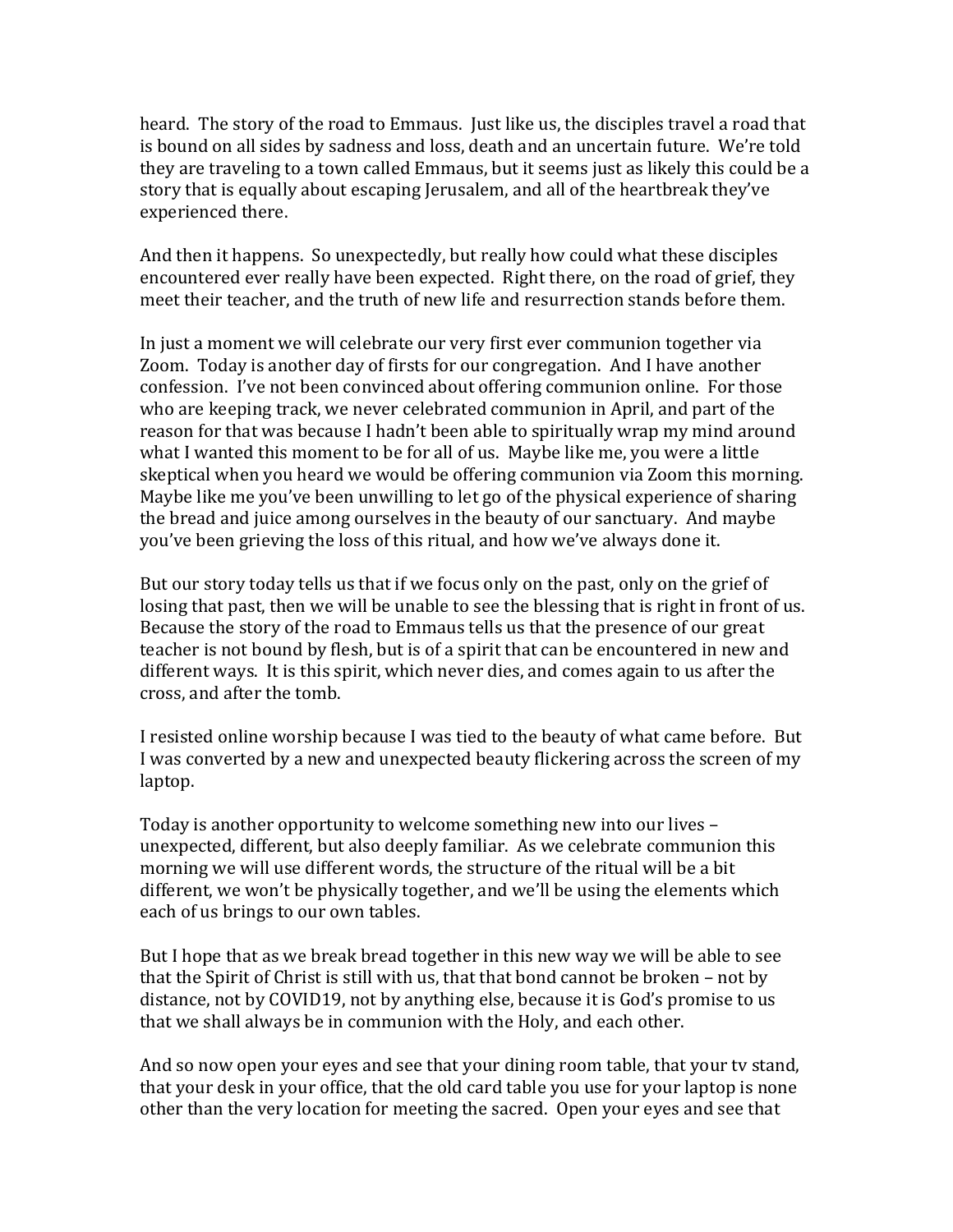heard. The story of the road to Emmaus. Just like us, the disciples travel a road that is bound on all sides by sadness and loss, death and an uncertain future. We're told they are traveling to a town called Emmaus, but it seems just as likely this could be a story that is equally about escaping Jerusalem, and all of the heartbreak they've experienced there.

And then it happens. So unexpectedly, but really how could what these disciples encountered ever really have been expected. Right there, on the road of grief, they meet their teacher, and the truth of new life and resurrection stands before them.

In just a moment we will celebrate our very first ever communion together via Zoom. Today is another day of firsts for our congregation. And I have another confession. I've not been convinced about offering communion online. For those who are keeping track, we never celebrated communion in April, and part of the reason for that was because I hadn't been able to spiritually wrap my mind around what I wanted this moment to be for all of us. Maybe like me, you were a little skeptical when you heard we would be offering communion via Zoom this morning. Maybe like me you've been unwilling to let go of the physical experience of sharing the bread and juice among ourselves in the beauty of our sanctuary. And maybe you've been grieving the loss of this ritual, and how we've always done it.

But our story today tells us that if we focus only on the past, only on the grief of losing that past, then we will be unable to see the blessing that is right in front of us. Because the story of the road to Emmaus tells us that the presence of our great teacher is not bound by flesh, but is of a spirit that can be encountered in new and different ways. It is this spirit, which never dies, and comes again to us after the cross, and after the tomb.

I resisted online worship because I was tied to the beauty of what came before. But I was converted by a new and unexpected beauty flickering across the screen of my laptop.

Today is another opportunity to welcome something new into our lives – unexpected, different, but also deeply familiar. As we celebrate communion this morning we will use different words, the structure of the ritual will be a bit different, we won't be physically together, and we'll be using the elements which each of us brings to our own tables.

But I hope that as we break bread together in this new way we will be able to see that the Spirit of Christ is still with us, that that bond cannot be broken – not by distance, not by COVID19, not by anything else, because it is God's promise to us that we shall always be in communion with the Holy, and each other.

And so now open your eyes and see that your dining room table, that your tv stand, that your desk in your office, that the old card table you use for your laptop is none other than the very location for meeting the sacred. Open your eyes and see that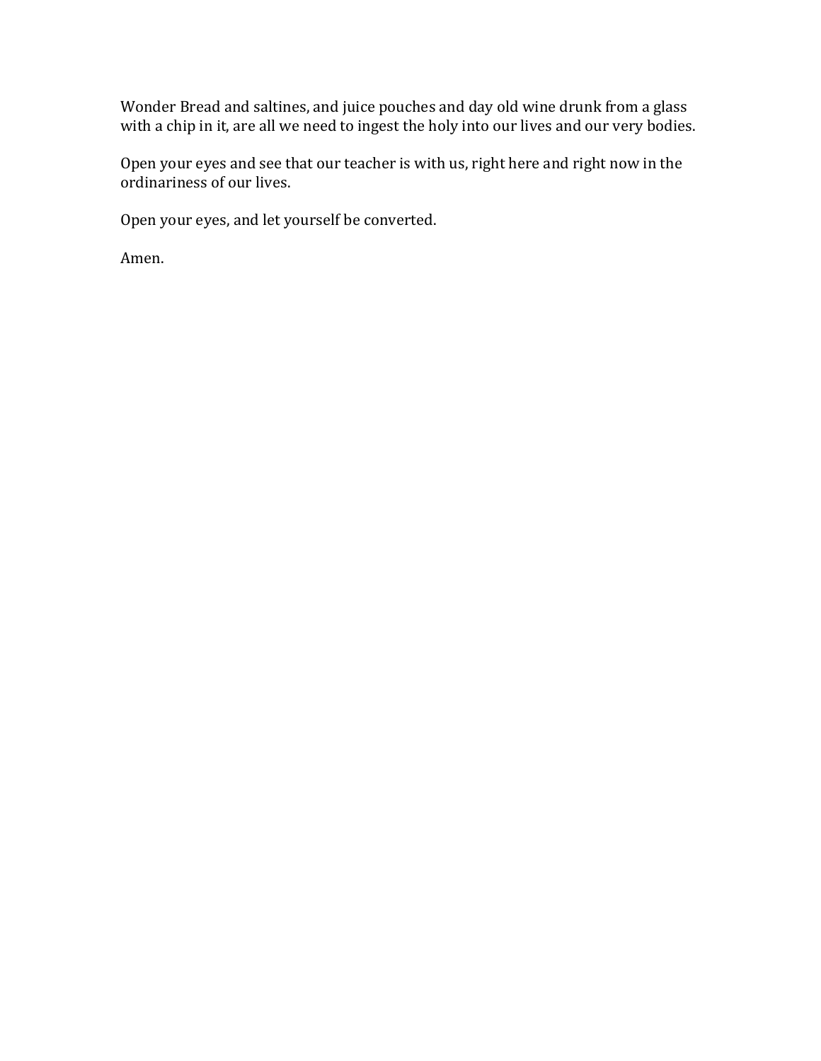Wonder Bread and saltines, and juice pouches and day old wine drunk from a glass with a chip in it, are all we need to ingest the holy into our lives and our very bodies.

Open your eyes and see that our teacher is with us, right here and right now in the ordinariness of our lives.

Open your eyes, and let yourself be converted.

Amen.